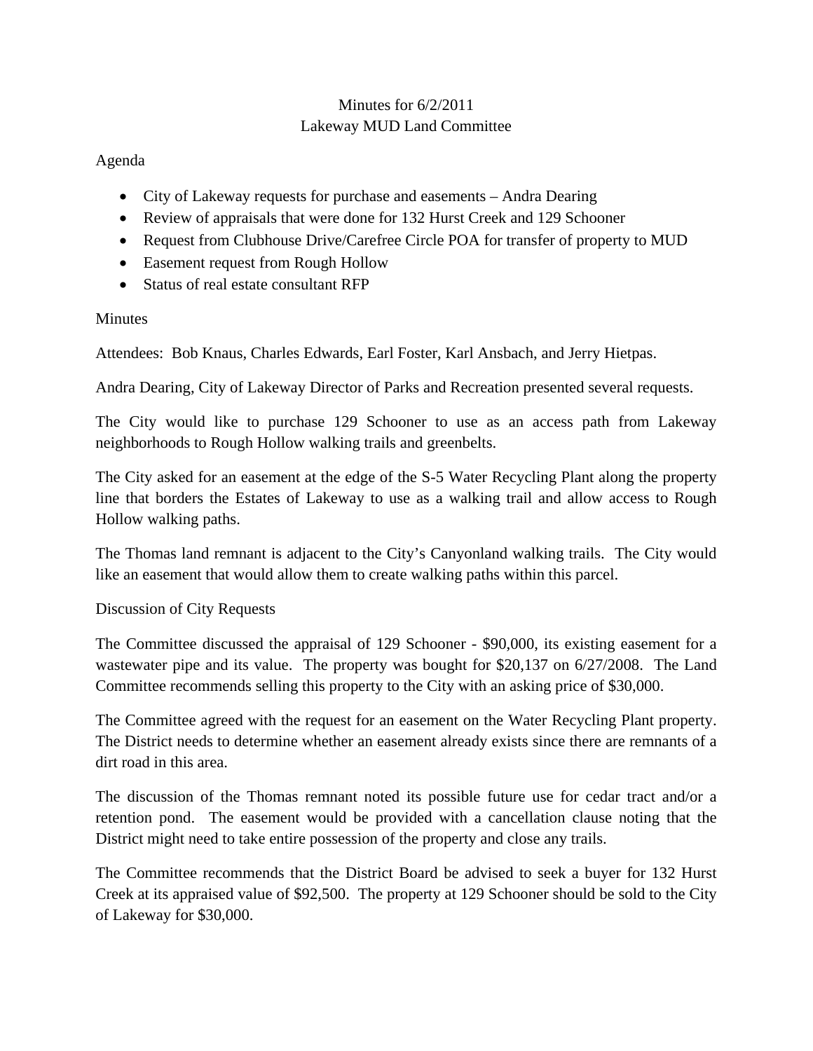Minutes for 6/2/2011

Lakeway MUD Land Committee

Agenda

- City of Lakeway requests for purchase and easements – Andra Dearing
- Review of appraisals that were done for 132 Hurst Creek and 129 Schooner
- Request from Clubhouse Drive/Carefree Circle POA for transfer of property to MUD
- Easement request from Rough Hollow
- Status of real estate consultant RFP

Minutes

Attendees: Bob Knaus, Charles Edwards, Earl Foster, Karl Ansbach, and Jerry Hietpas.

Andra Dearing, City of Lakeway Director of Parks and Recreation presented several requests.

The City would like to purchase 129 Schooner to use as an access path from Lakeway neighborhoods to Rough Hollow walking trails and greenbelts.

The City asked for an easement at the edge of the S-5 Water Recycling Plant along the property line that borders the Estates of Lakeway to use as a walking trail and allow access to Rough Hollow walking paths.

The Thomas land remnant is adjacent to the City's Canyonland walking trails. The City would like an easement that would allow them to create walking paths within this parcel.

Discussion of City Requests

The Committee discussed the appraisal of 129 Schooner - $90,000, its existing easement for a wastewater pipe and its value. The property was bought for $20,137 on 6/27/2008. The Land Committee recommends selling this property to the City with an asking price of $30,000.

The Committee agreed with the request for an easement on the Water Recycling Plant property. The District needs to determine whether an easement already exists since there are remnants of a dirt road in this area.

The discussion of the Thomas remnant noted its possible future use for cedar tract and/or a retention pond. The easement would be provided with a cancellation clause noting that the District might need to take entire possession of the property and close any trails.

The Committee recommends that the District Board be advised to seek a buyer for 132 Hurst Creek at its appraised value of $92,500. The property at 129 Schooner should be sold to the City of Lakeway for $30,000.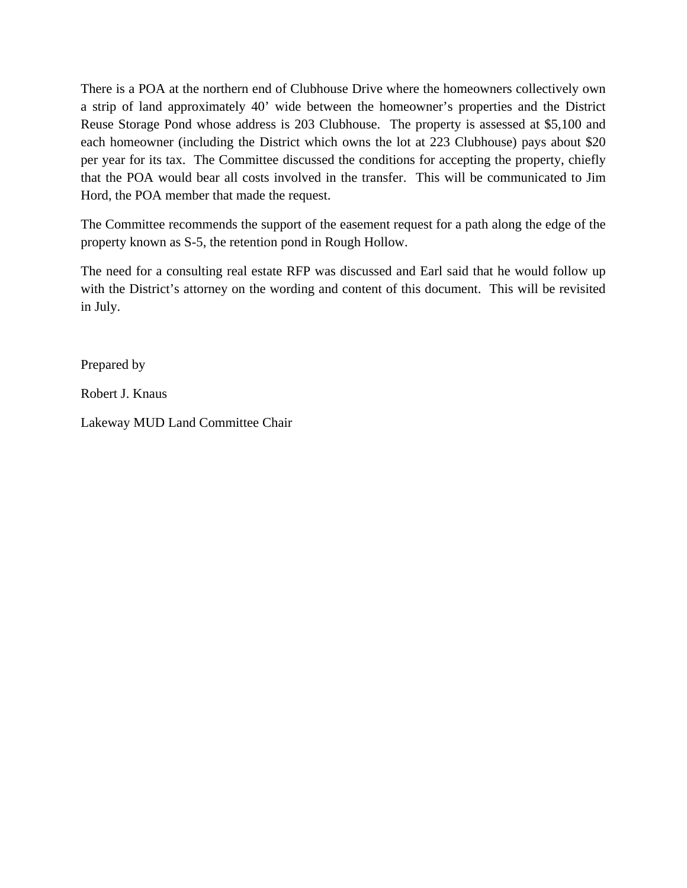There is a POA at the northern end of Clubhouse Drive where the homeowners collectively own a strip of land approximately 40' wide between the homeowner's properties and the District Reuse Storage Pond whose address is 203 Clubhouse. The property is assessed at $5,100 and each homeowner (including the District which owns the lot at 223 Clubhouse) pays about $20 per year for its tax. The Committee discussed the conditions for accepting the property, chiefly that the POA would bear all costs involved in the transfer. This will be communicated to Jim Hord, the POA member that made the request.

The Committee recommends the support of the easement request for a path along the edge of the property known as S-5, the retention pond in Rough Hollow.

The need for a consulting real estate RFP was discussed and Earl said that he would follow up with the District's attorney on the wording and content of this document. This will be revisited in July.

Prepared by

Robert J. Knaus

Lakeway MUD Land Committee Chair